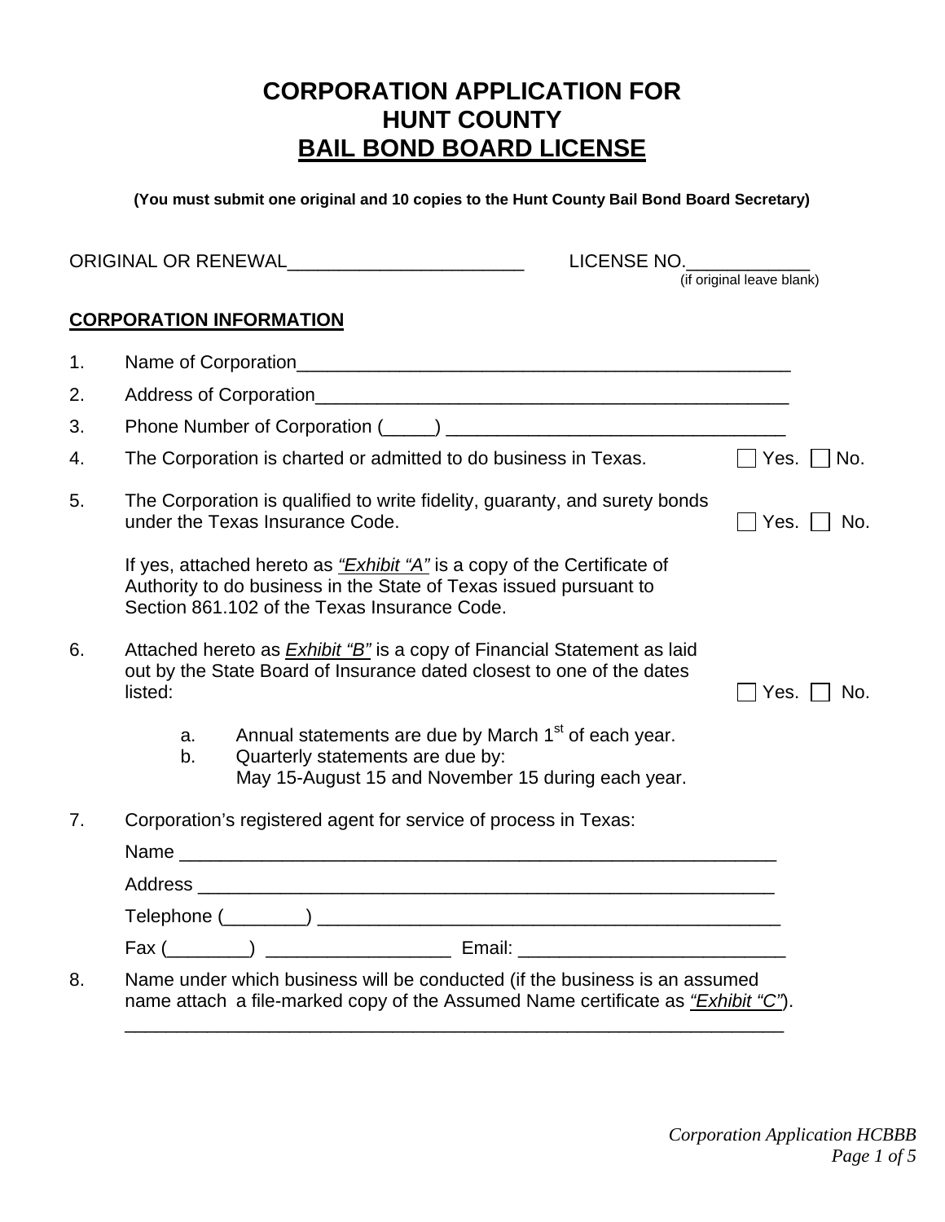# CORPORATION APPLICATION FOR HUNT COUNTY BAIL BOND BOARD LICENSE

**(You must submit one original and 10 copies to the Hunt County Bail Bond Board Secretary)**

ORIGINAL OR RENEWAL_______________________ LICENSE NO.____________
(if original leave blank)

## CORPORATION INFORMATION

1. Name of Corporation_________________________________________________
2. Address of Corporation_______________________________________________
3. Phone Number of Corporation (_____) _________________________________
4. The Corporation is charted or admitted to do business in Texas. ☐ Yes. ☐ No.
5. The Corporation is qualified to write fidelity, guaranty, and surety bonds under the Texas Insurance Code. ☐ Yes. ☐ No.

   If yes, attached hereto as *"Exhibit "A"* is a copy of the Certificate of Authority to do business in the State of Texas issued pursuant to Section 861.102 of the Texas Insurance Code.

6. Attached hereto as *Exhibit "B"* is a copy of Financial Statement as laid out by the State Board of Insurance dated closest to one of the dates listed: ☐ Yes. ☐ No.

   a. Annual statements are due by March 1st of each year.
   b. Quarterly statements are due by:
      May 15-August 15 and November 15 during each year.

7. Corporation's registered agent for service of process in Texas:

   Name ____________________________________________________________

   Address __________________________________________________________

   Telephone (________) ______________________________________________

   Fax (________) __________________ Email: __________________________

8. Name under which business will be conducted (if the business is an assumed name attach a file-marked copy of the Assumed Name certificate as *"Exhibit "C"*).

   _________________________________________________________________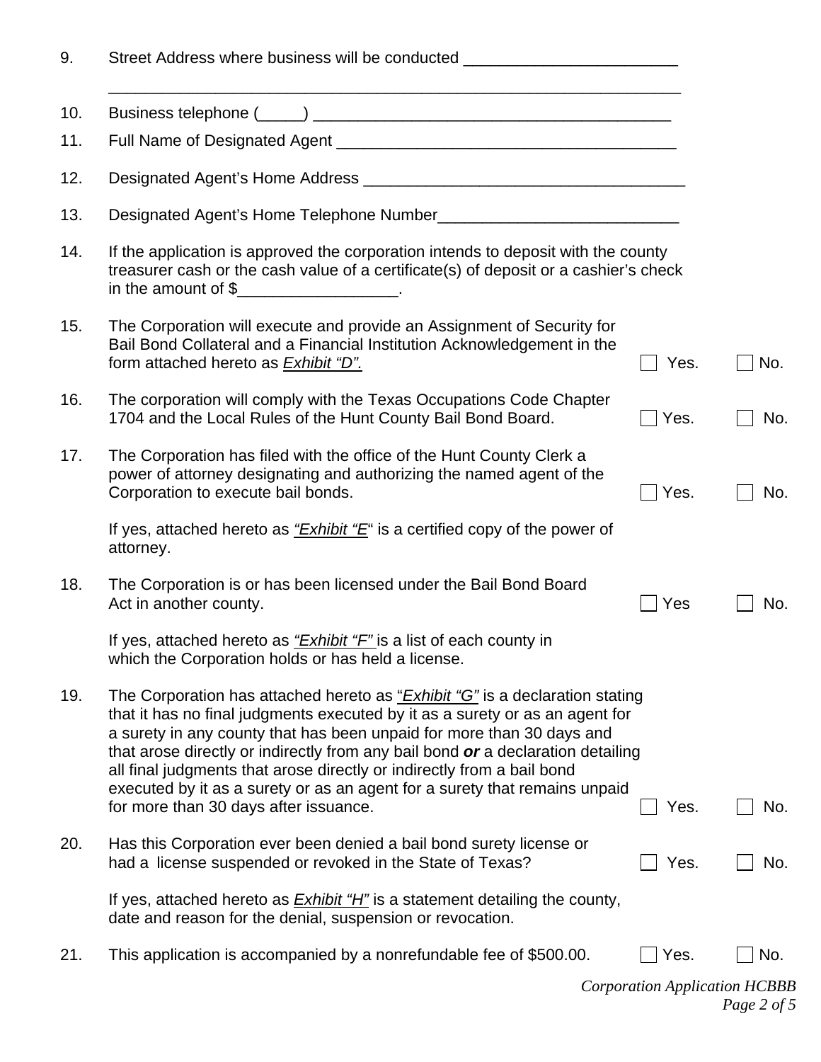9. Street Address where business will be conducted ________________________

   ________________________________________________________________

10. Business telephone (_____) ________________________________________

11. Full Name of Designated Agent ______________________________________

12. Designated Agent's Home Address ____________________________________

13. Designated Agent's Home Telephone Number___________________________

14. If the application is approved the corporation intends to deposit with the county treasurer cash or the cash value of a certificate(s) of deposit or a cashier's check in the amount of $__________________.

15. The Corporation will execute and provide an Assignment of Security for Bail Bond Collateral and a Financial Institution Acknowledgement in the form attached hereto as *Exhibit "D".* ☐ Yes. ☐ No.

16. The corporation will comply with the Texas Occupations Code Chapter 1704 and the Local Rules of the Hunt County Bail Bond Board. ☐ Yes. ☐ No.

17. The Corporation has filed with the office of the Hunt County Clerk a power of attorney designating and authorizing the named agent of the Corporation to execute bail bonds. ☐ Yes. ☐ No.

    If yes, attached hereto as *"Exhibit "E"* is a certified copy of the power of attorney.

18. The Corporation is or has been licensed under the Bail Bond Board Act in another county. ☐ Yes ☐ No.

    If yes, attached hereto as *"Exhibit "F"* is a list of each county in which the Corporation holds or has held a license.

19. The Corporation has attached hereto as "*Exhibit "G"* is a declaration stating that it has no final judgments executed by it as a surety or as an agent for a surety in any county that has been unpaid for more than 30 days and that arose directly or indirectly from any bail bond ***or*** a declaration detailing all final judgments that arose directly or indirectly from a bail bond executed by it as a surety or as an agent for a surety that remains unpaid for more than 30 days after issuance. ☐ Yes. ☐ No.

20. Has this Corporation ever been denied a bail bond surety license or had a license suspended or revoked in the State of Texas? ☐ Yes. ☐ No.

    If yes, attached hereto as *Exhibit "H"* is a statement detailing the county, date and reason for the denial, suspension or revocation.

21. This application is accompanied by a nonrefundable fee of $500.00. ☐ Yes. ☐ No.

*Corporation Application HCBBB*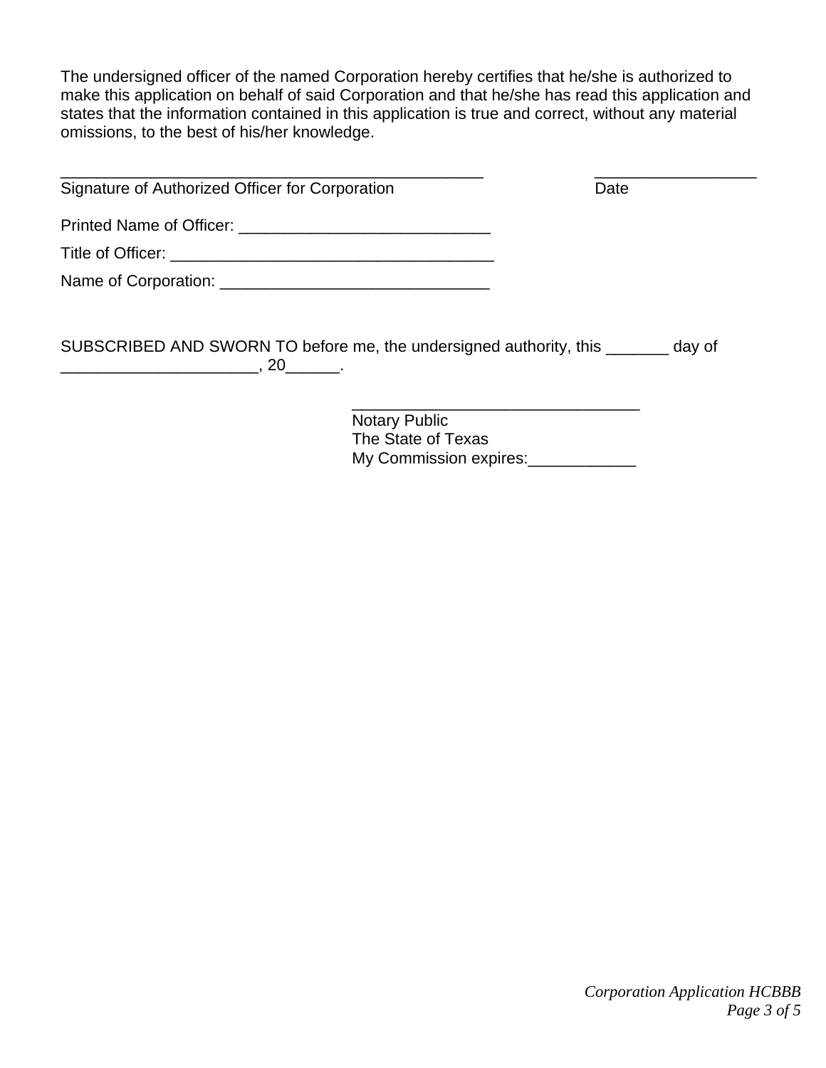The undersigned officer of the named Corporation hereby certifies that he/she is authorized to make this application on behalf of said Corporation and that he/she has read this application and states that the information contained in this application is true and correct, without any material omissions, to the best of his/her knowledge.

_______________________________________________ &nbsp;&nbsp;&nbsp;&nbsp;&nbsp;&nbsp;&nbsp;&nbsp; __________________
Signature of Authorized Officer for Corporation &nbsp;&nbsp;&nbsp;&nbsp;&nbsp;&nbsp;&nbsp;&nbsp; Date

Printed Name of Officer: ____________________________

Title of Officer: ____________________________________

Name of Corporation: ______________________________

SUBSCRIBED AND SWORN TO before me, the undersigned authority, this _______ day of ______________________, 20______.

________________________________
Notary Public
The State of Texas
My Commission expires:____________

*Corporation Application HCBBB*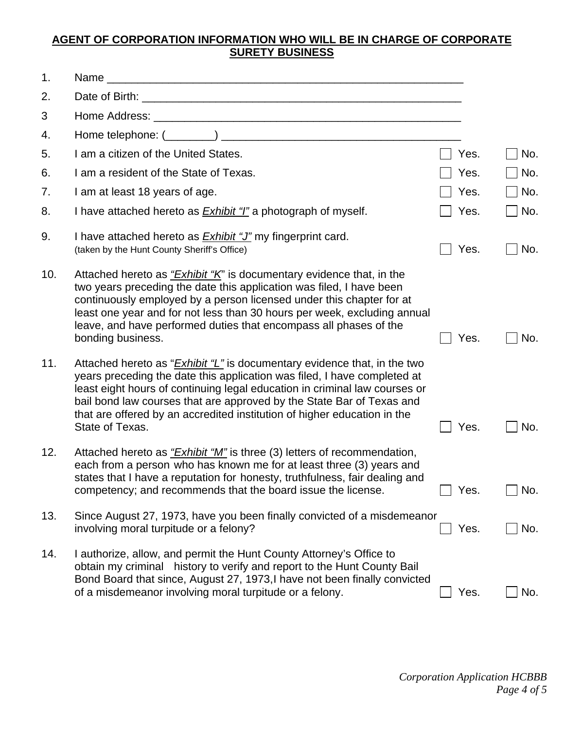**AGENT OF CORPORATION INFORMATION WHO WILL BE IN CHARGE OF CORPORATE SURETY BUSINESS**

1. Name \_\_\_\_\_\_\_\_\_\_\_\_\_\_\_\_\_\_\_\_\_\_\_\_\_\_\_\_\_\_\_\_\_\_\_\_\_\_\_\_\_\_\_\_\_\_\_\_\_\_\_\_\_\_\_\_\_\_\_\_

2. Date of Birth: \_\_\_\_\_\_\_\_\_\_\_\_\_\_\_\_\_\_\_\_\_\_\_\_\_\_\_\_\_\_\_\_\_\_\_\_\_\_\_\_\_\_\_\_\_\_\_\_\_\_\_\_\_\_

3 Home Address: \_\_\_\_\_\_\_\_\_\_\_\_\_\_\_\_\_\_\_\_\_\_\_\_\_\_\_\_\_\_\_\_\_\_\_\_\_\_\_\_\_\_\_\_\_\_\_\_\_\_\_\_

4. Home telephone: (\_\_\_\_\_\_\_\_) \_\_\_\_\_\_\_\_\_\_\_\_\_\_\_\_\_\_\_\_\_\_\_\_\_\_\_\_\_\_\_\_\_\_\_\_\_\_\_\_

5. I am a citizen of the United States. ☐ Yes. ☐ No.

6. I am a resident of the State of Texas. ☐ Yes. ☐ No.

7. I am at least 18 years of age. ☐ Yes. ☐ No.

8. I have attached hereto as *Exhibit "I"* a photograph of myself. ☐ Yes. ☐ No.

9. I have attached hereto as *Exhibit "J"* my fingerprint card. (taken by the Hunt County Sheriff's Office) ☐ Yes. ☐ No.

10. Attached hereto as *"Exhibit "K"* is documentary evidence that, in the two years preceding the date this application was filed, I have been continuously employed by a person licensed under this chapter for at least one year and for not less than 30 hours per week, excluding annual leave, and have performed duties that encompass all phases of the bonding business. ☐ Yes. ☐ No.

11. Attached hereto as "*Exhibit "L"* is documentary evidence that, in the two years preceding the date this application was filed, I have completed at least eight hours of continuing legal education in criminal law courses or bail bond law courses that are approved by the State Bar of Texas and that are offered by an accredited institution of higher education in the State of Texas. ☐ Yes. ☐ No.

12. Attached hereto as *"Exhibit "M"* is three (3) letters of recommendation, each from a person who has known me for at least three (3) years and states that I have a reputation for honesty, truthfulness, fair dealing and competency; and recommends that the board issue the license. ☐ Yes. ☐ No.

13. Since August 27, 1973, have you been finally convicted of a misdemeanor involving moral turpitude or a felony? ☐ Yes. ☐ No.

14. I authorize, allow, and permit the Hunt County Attorney's Office to obtain my criminal history to verify and report to the Hunt County Bail Bond Board that since, August 27, 1973,I have not been finally convicted of a misdemeanor involving moral turpitude or a felony. ☐ Yes. ☐ No.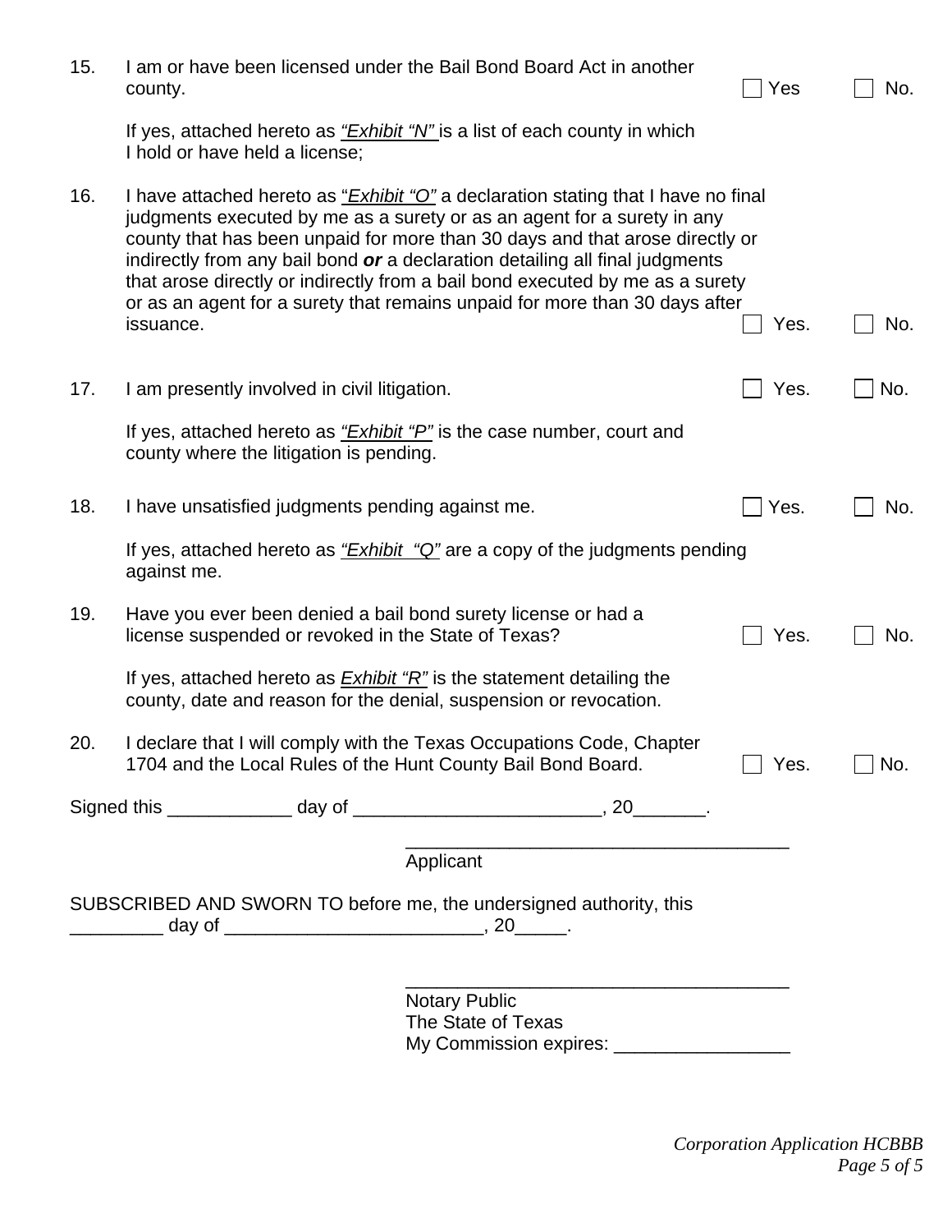15. I am or have been licensed under the Bail Bond Board Act in another county. ☐ Yes ☐ No.

    If yes, attached hereto as *"Exhibit "N"* is a list of each county in which I hold or have held a license;

16. I have attached hereto as "*Exhibit "O"* a declaration stating that I have no final judgments executed by me as a surety or as an agent for a surety in any county that has been unpaid for more than 30 days and that arose directly or indirectly from any bail bond ***or*** a declaration detailing all final judgments that arose directly or indirectly from a bail bond executed by me as a surety or as an agent for a surety that remains unpaid for more than 30 days after issuance. ☐ Yes. ☐ No.

17. I am presently involved in civil litigation. ☐ Yes. ☐ No.

    If yes, attached hereto as *"Exhibit "P"* is the case number, court and county where the litigation is pending.

18. I have unsatisfied judgments pending against me. ☐ Yes. ☐ No.

    If yes, attached hereto as *"Exhibit "Q"* are a copy of the judgments pending against me.

19. Have you ever been denied a bail bond surety license or had a license suspended or revoked in the State of Texas? ☐ Yes. ☐ No.

    If yes, attached hereto as *Exhibit "R"* is the statement detailing the county, date and reason for the denial, suspension or revocation.

20. I declare that I will comply with the Texas Occupations Code, Chapter 1704 and the Local Rules of the Hunt County Bail Bond Board. ☐ Yes. ☐ No.

Signed this ____________ day of ________________________, 20_______.

_____________________________________
Applicant

SUBSCRIBED AND SWORN TO before me, the undersigned authority, this _________ day of _________________________, 20_____.

_____________________________________
Notary Public
The State of Texas
My Commission expires: _________________

*Corporation Application HCBBB*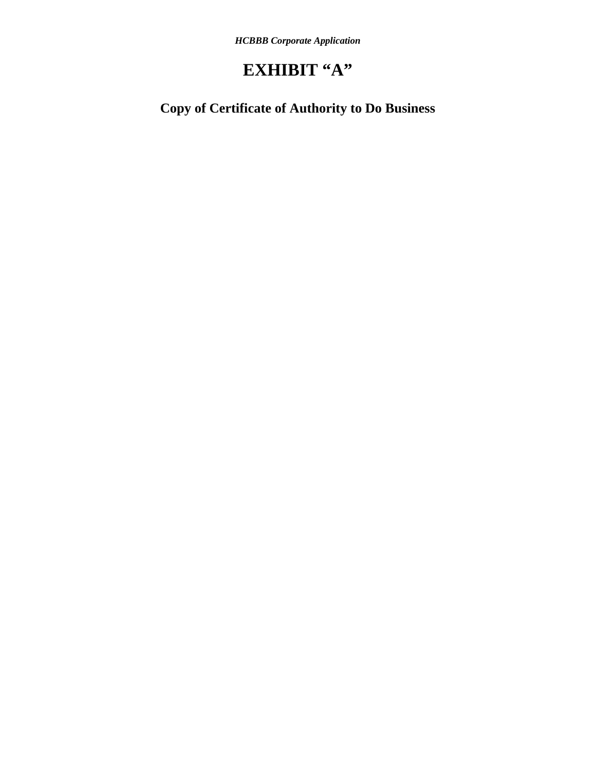# EXHIBIT "A"

## Copy of Certificate of Authority to Do Business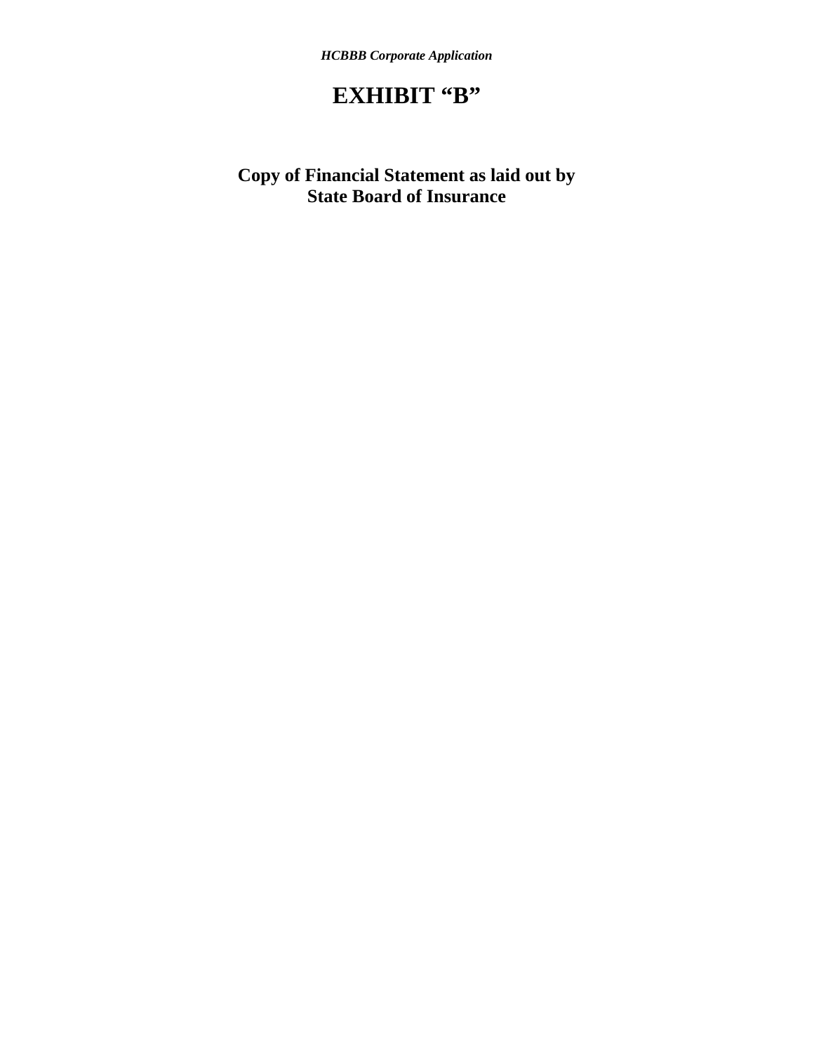# EXHIBIT “B”

## Copy of Financial Statement as laid out by State Board of Insurance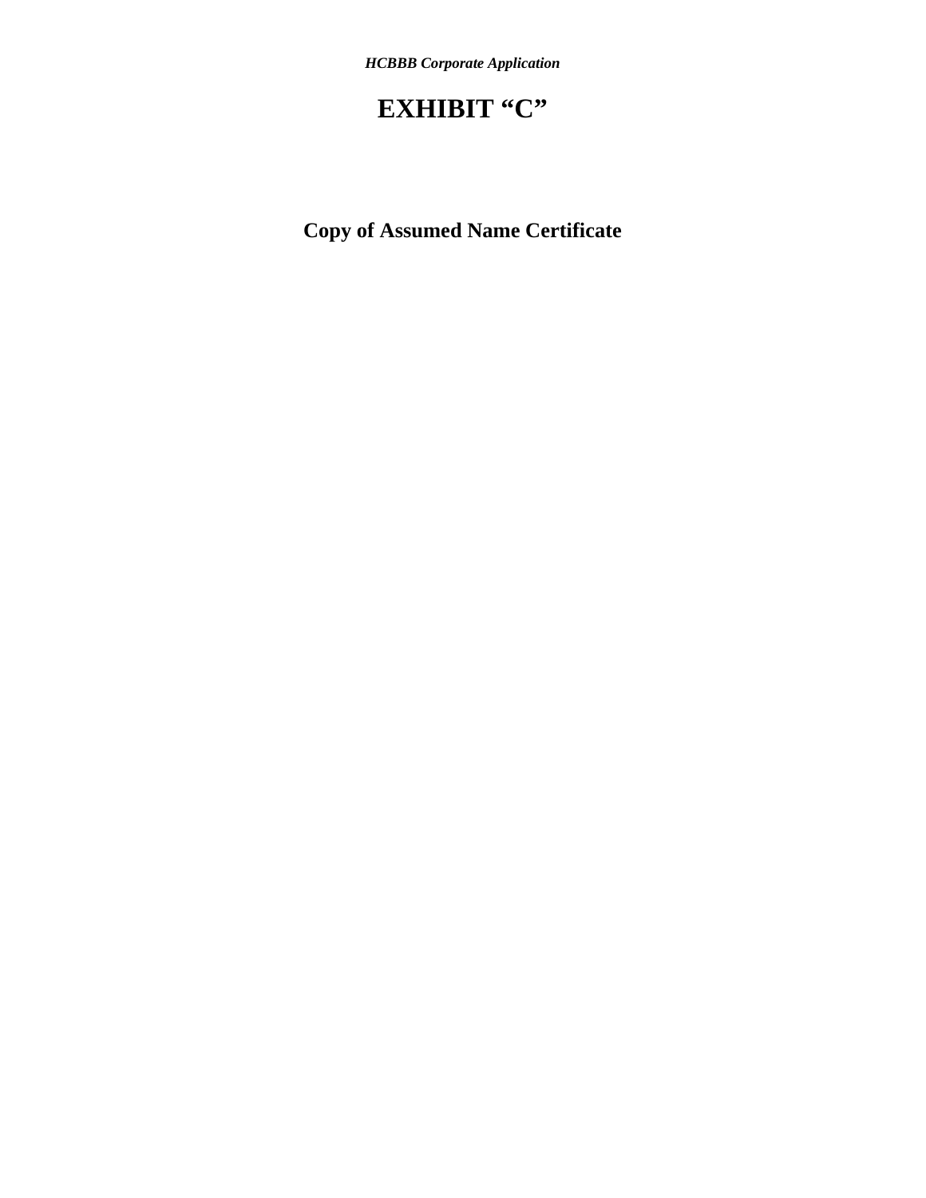# EXHIBIT "C"

## Copy of Assumed Name Certificate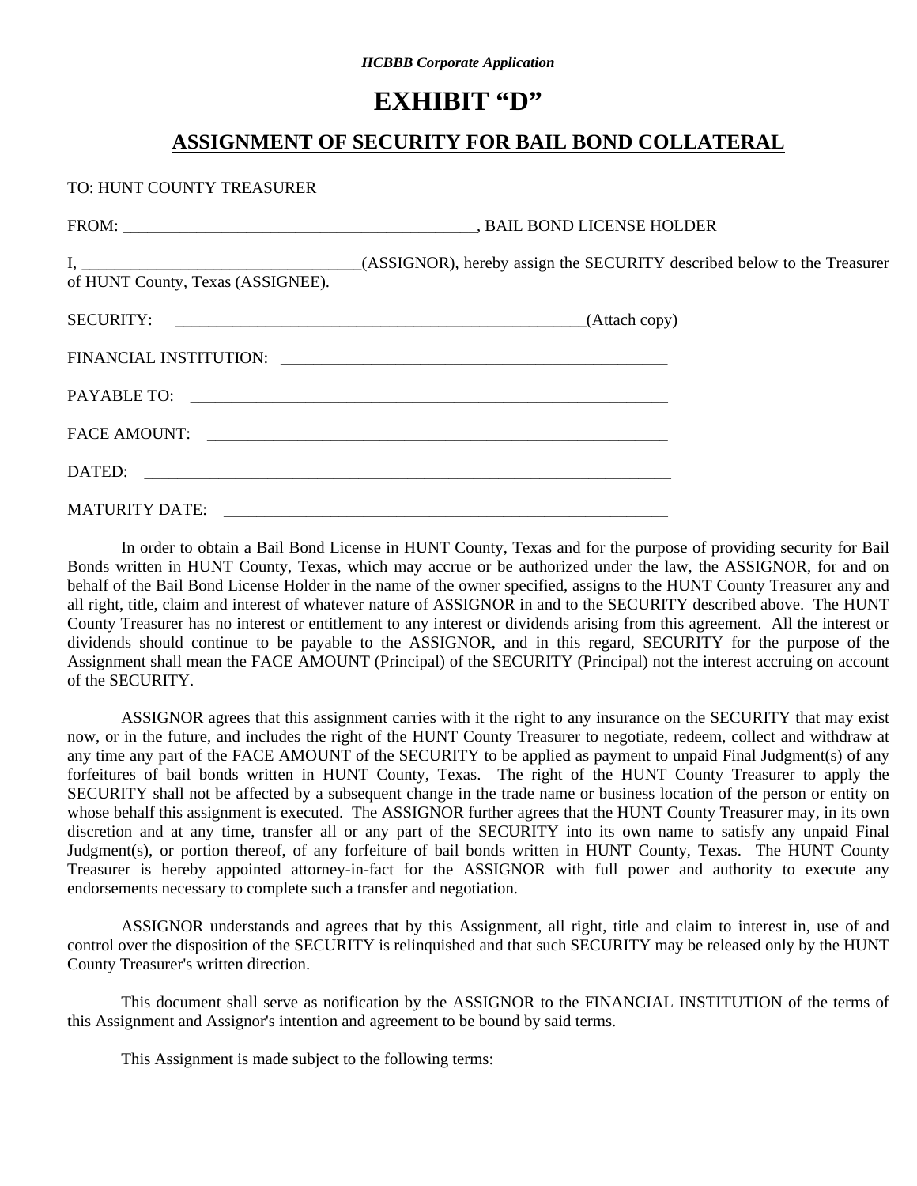*HCBBB Corporate Application*

# EXHIBIT "D"

## ASSIGNMENT OF SECURITY FOR BAIL BOND COLLATERAL

TO: HUNT COUNTY TREASURER

FROM: ___________________________________________, BAIL BOND LICENSE HOLDER

I, __________________________________(ASSIGNOR), hereby assign the SECURITY described below to the Treasurer of HUNT County, Texas (ASSIGNEE).

SECURITY: ____________________________________________________(Attach copy)

FINANCIAL INSTITUTION: ________________________________________________

PAYABLE TO: ____________________________________________________________

FACE AMOUNT: __________________________________________________________

DATED: ___________________________________________________________________

MATURITY DATE: ________________________________________________________

In order to obtain a Bail Bond License in HUNT County, Texas and for the purpose of providing security for Bail Bonds written in HUNT County, Texas, which may accrue or be authorized under the law, the ASSIGNOR, for and on behalf of the Bail Bond License Holder in the name of the owner specified, assigns to the HUNT County Treasurer any and all right, title, claim and interest of whatever nature of ASSIGNOR in and to the SECURITY described above. The HUNT County Treasurer has no interest or entitlement to any interest or dividends arising from this agreement. All the interest or dividends should continue to be payable to the ASSIGNOR, and in this regard, SECURITY for the purpose of the Assignment shall mean the FACE AMOUNT (Principal) of the SECURITY (Principal) not the interest accruing on account of the SECURITY.

ASSIGNOR agrees that this assignment carries with it the right to any insurance on the SECURITY that may exist now, or in the future, and includes the right of the HUNT County Treasurer to negotiate, redeem, collect and withdraw at any time any part of the FACE AMOUNT of the SECURITY to be applied as payment to unpaid Final Judgment(s) of any forfeitures of bail bonds written in HUNT County, Texas. The right of the HUNT County Treasurer to apply the SECURITY shall not be affected by a subsequent change in the trade name or business location of the person or entity on whose behalf this assignment is executed. The ASSIGNOR further agrees that the HUNT County Treasurer may, in its own discretion and at any time, transfer all or any part of the SECURITY into its own name to satisfy any unpaid Final Judgment(s), or portion thereof, of any forfeiture of bail bonds written in HUNT County, Texas. The HUNT County Treasurer is hereby appointed attorney-in-fact for the ASSIGNOR with full power and authority to execute any endorsements necessary to complete such a transfer and negotiation.

ASSIGNOR understands and agrees that by this Assignment, all right, title and claim to interest in, use of and control over the disposition of the SECURITY is relinquished and that such SECURITY may be released only by the HUNT County Treasurer's written direction.

This document shall serve as notification by the ASSIGNOR to the FINANCIAL INSTITUTION of the terms of this Assignment and Assignor's intention and agreement to be bound by said terms.

This Assignment is made subject to the following terms: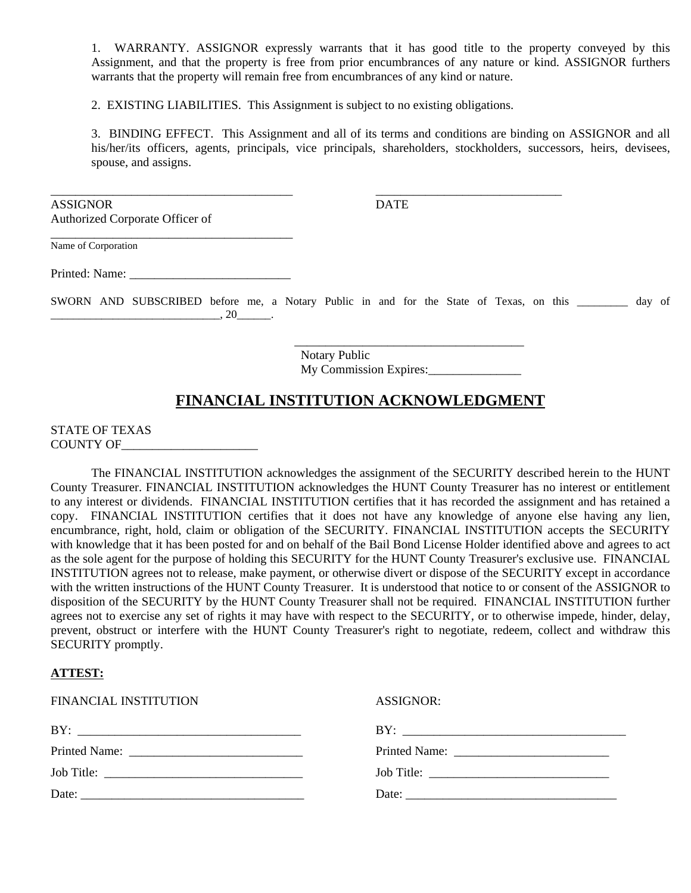1. WARRANTY. ASSIGNOR expressly warrants that it has good title to the property conveyed by this Assignment, and that the property is free from prior encumbrances of any nature or kind. ASSIGNOR furthers warrants that the property will remain free from encumbrances of any kind or nature.

2. EXISTING LIABILITIES. This Assignment is subject to no existing obligations.

3. BINDING EFFECT. This Assignment and all of its terms and conditions are binding on ASSIGNOR and all his/her/its officers, agents, principals, vice principals, shareholders, stockholders, successors, heirs, devisees, spouse, and assigns.

_______________________________________ _______________________________

ASSIGNOR DATE

Authorized Corporate Officer of

_______________________________________

Name of Corporation

Printed: Name: __________________________

SWORN AND SUBSCRIBED before me, a Notary Public in and for the State of Texas, on this _________ day of _____________________________, 20______.

_______________________________________

Notary Public

My Commission Expires:_______________

## FINANCIAL INSTITUTION ACKNOWLEDGMENT

STATE OF TEXAS

COUNTY OF______________________

The FINANCIAL INSTITUTION acknowledges the assignment of the SECURITY described herein to the HUNT County Treasurer. FINANCIAL INSTITUTION acknowledges the HUNT County Treasurer has no interest or entitlement to any interest or dividends. FINANCIAL INSTITUTION certifies that it has recorded the assignment and has retained a copy. FINANCIAL INSTITUTION certifies that it does not have any knowledge of anyone else having any lien, encumbrance, right, hold, claim or obligation of the SECURITY. FINANCIAL INSTITUTION accepts the SECURITY with knowledge that it has been posted for and on behalf of the Bail Bond License Holder identified above and agrees to act as the sole agent for the purpose of holding this SECURITY for the HUNT County Treasurer's exclusive use. FINANCIAL INSTITUTION agrees not to release, make payment, or otherwise divert or dispose of the SECURITY except in accordance with the written instructions of the HUNT County Treasurer. It is understood that notice to or consent of the ASSIGNOR to disposition of the SECURITY by the HUNT County Treasurer shall not be required. FINANCIAL INSTITUTION further agrees not to exercise any set of rights it may have with respect to the SECURITY, or to otherwise impede, hinder, delay, prevent, obstruct or interfere with the HUNT County Treasurer's right to negotiate, redeem, collect and withdraw this SECURITY promptly.

**ATTEST:**

FINANCIAL INSTITUTION

BY: ___________________________________

Printed Name: ___________________________

Job Title: _______________________________

Date: ___________________________________

ASSIGNOR:

BY: ____________________________________

Printed Name: ________________________

Job Title: _____________________________

Date: __________________________________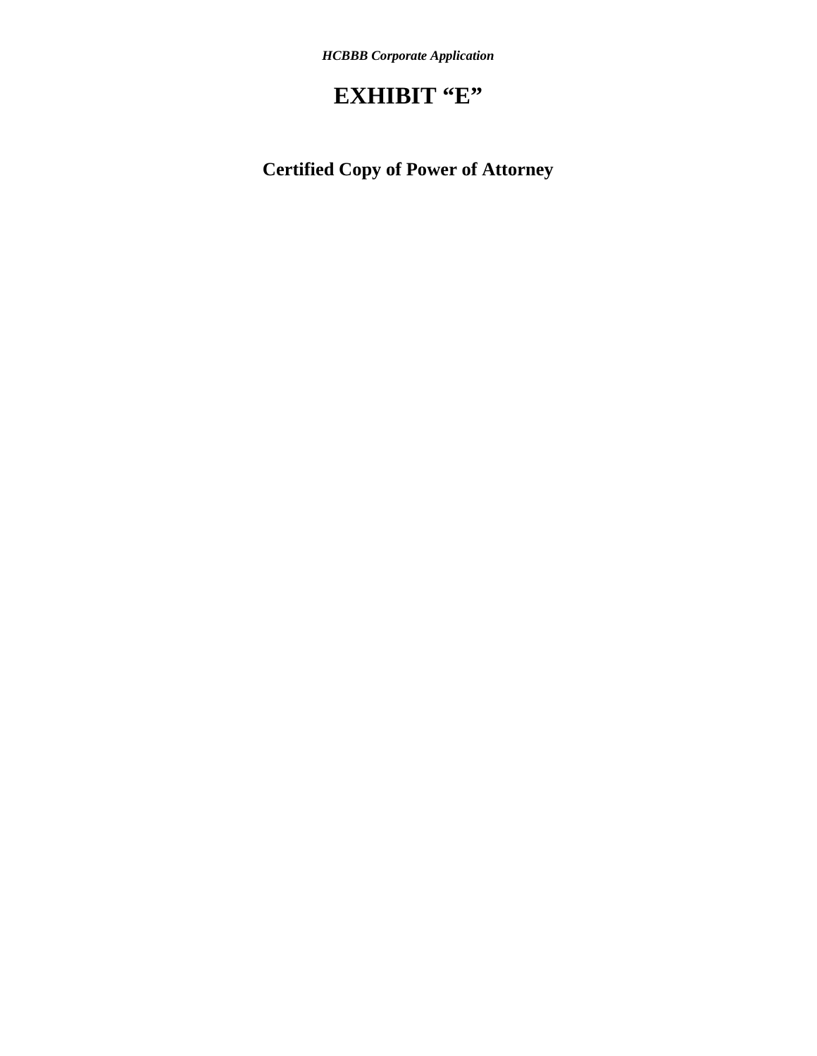*HCBBB Corporate Application*

# EXHIBIT “E”

## Certified Copy of Power of Attorney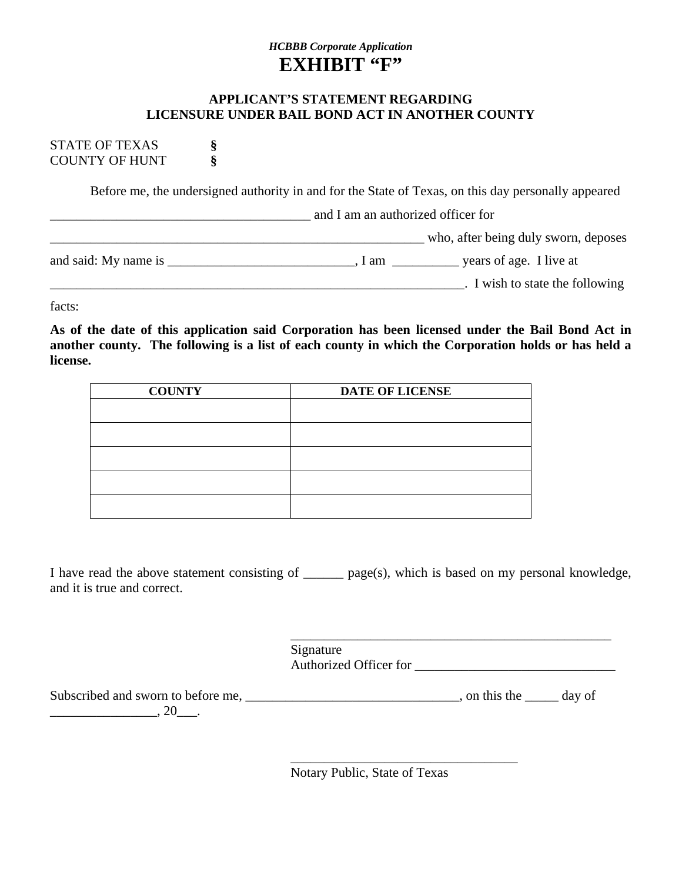*HCBBB Corporate Application*

# EXHIBIT "F"

## APPLICANT'S STATEMENT REGARDING LICENSURE UNDER BAIL BOND ACT IN ANOTHER COUNTY

STATE OF TEXAS §
COUNTY OF HUNT §

Before me, the undersigned authority in and for the State of Texas, on this day personally appeared _______________________________________ and I am an authorized officer for _________________________________________________________ who, after being duly sworn, deposes and said: My name is ____________________________, I am __________ years of age. I live at _______________________________________________________________. I wish to state the following facts:

**As of the date of this application said Corporation has been licensed under the Bail Bond Act in another county. The following is a list of each county in which the Corporation holds or has held a license.**

| COUNTY | DATE OF LICENSE |
|---|---|
| | |
| | |
| | |
| | |
| | |

I have read the above statement consisting of ______ page(s), which is based on my personal knowledge, and it is true and correct.

_________________________________________________
Signature
Authorized Officer for ______________________________

Subscribed and sworn to before me, ________________________________, on this the _____ day of ________________, 20___.

___________________________________
Notary Public, State of Texas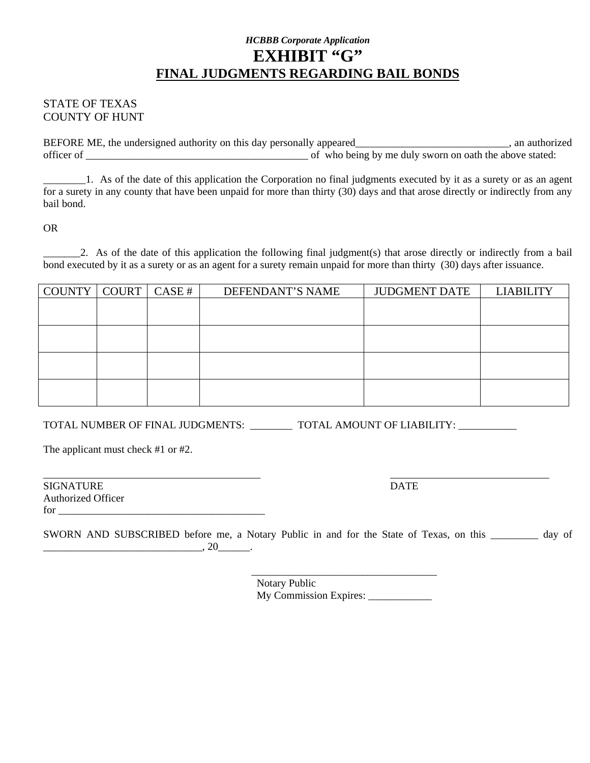*HCBBB Corporate Application*

# EXHIBIT "G"

## FINAL JUDGMENTS REGARDING BAIL BONDS

STATE OF TEXAS
COUNTY OF HUNT

BEFORE ME, the undersigned authority on this day personally appeared_____________________________, an authorized officer of ___________________________________________ of who being by me duly sworn on oath the above stated:

________1. As of the date of this application the Corporation no final judgments executed by it as a surety or as an agent for a surety in any county that have been unpaid for more than thirty (30) days and that arose directly or indirectly from any bail bond.

OR

_______2. As of the date of this application the following final judgment(s) that arose directly or indirectly from a bail bond executed by it as a surety or as an agent for a surety remain unpaid for more than thirty (30) days after issuance.

| COUNTY | COURT | CASE # | DEFENDANT'S NAME | JUDGMENT DATE | LIABILITY |
|---|---|---|---|---|---|
| | | | | | |
| | | | | | |
| | | | | | |
| | | | | | |

TOTAL NUMBER OF FINAL JUDGMENTS: ________ TOTAL AMOUNT OF LIABILITY: ___________

The applicant must check #1 or #2.

___________________________________________
SIGNATURE
Authorized Officer
for ________________________________________

_______________________________
DATE

SWORN AND SUBSCRIBED before me, a Notary Public in and for the State of Texas, on this _________ day of _______________________________, 20______.

___________________________________
Notary Public
My Commission Expires: ____________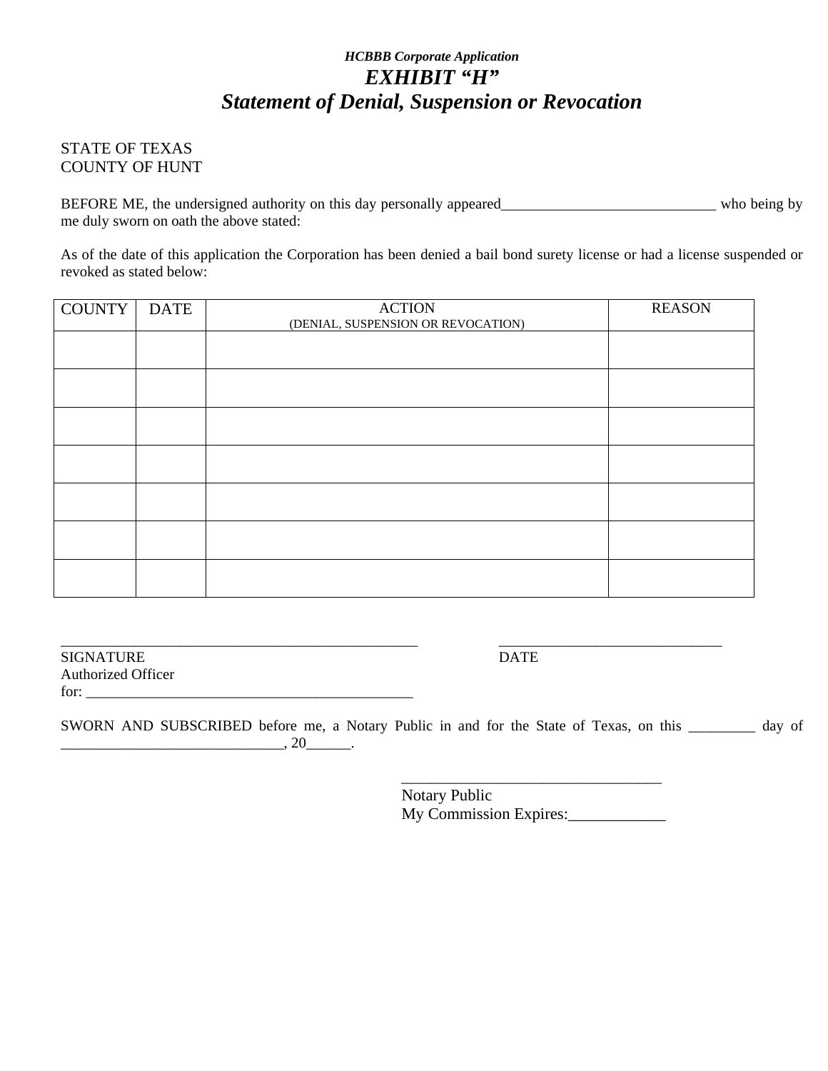*HCBBB Corporate Application*

# *EXHIBIT "H"*

## *Statement of Denial, Suspension or Revocation*

STATE OF TEXAS
COUNTY OF HUNT

BEFORE ME, the undersigned authority on this day personally appeared_____________________________ who being by me duly sworn on oath the above stated:

As of the date of this application the Corporation has been denied a bail bond surety license or had a license suspended or revoked as stated below:

| COUNTY | DATE | ACTION (DENIAL, SUSPENSION OR REVOCATION) | REASON |
|---|---|---|---|
| | | | |
| | | | |
| | | | |
| | | | |
| | | | |
| | | | |
| | | | |

_________________________________________________ ______________________________
SIGNATURE DATE
Authorized Officer
for: _____________________________________________

SWORN AND SUBSCRIBED before me, a Notary Public in and for the State of Texas, on this _________ day of ______________________________, 20______.

__________________________________
Notary Public
My Commission Expires:____________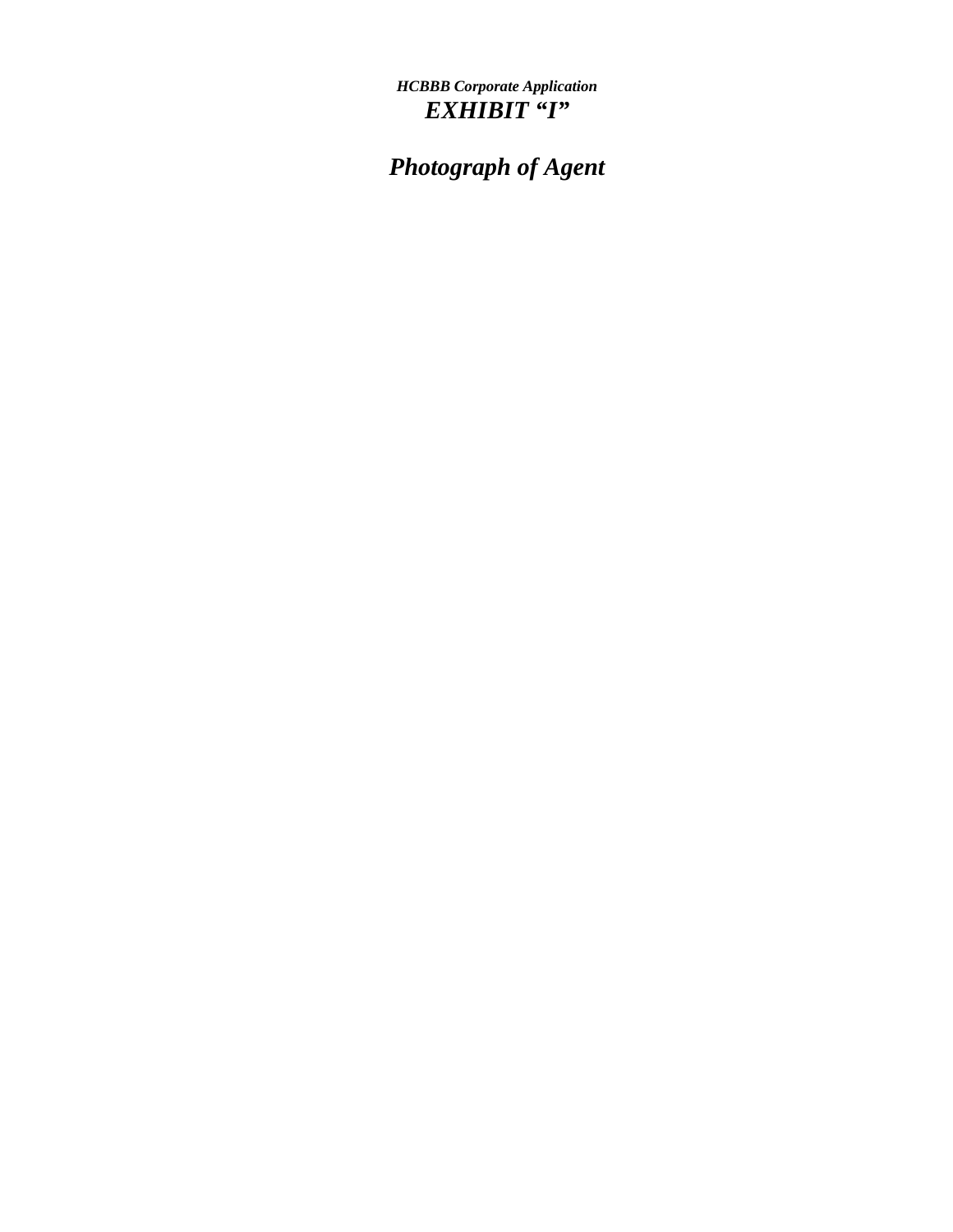***HCBBB Corporate Application***

# ***EXHIBIT "I"***

## ***Photograph of Agent***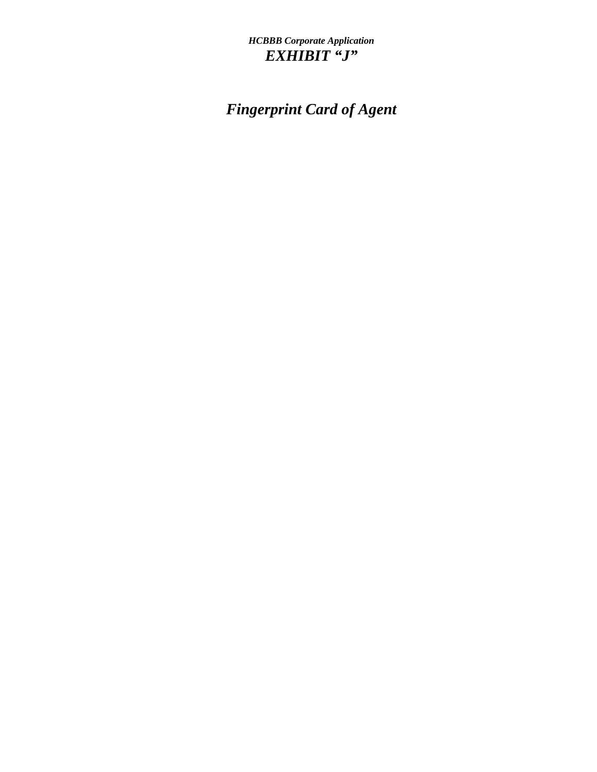***HCBBB Corporate Application***

# ***EXHIBIT "J"***

## ***Fingerprint Card of Agent***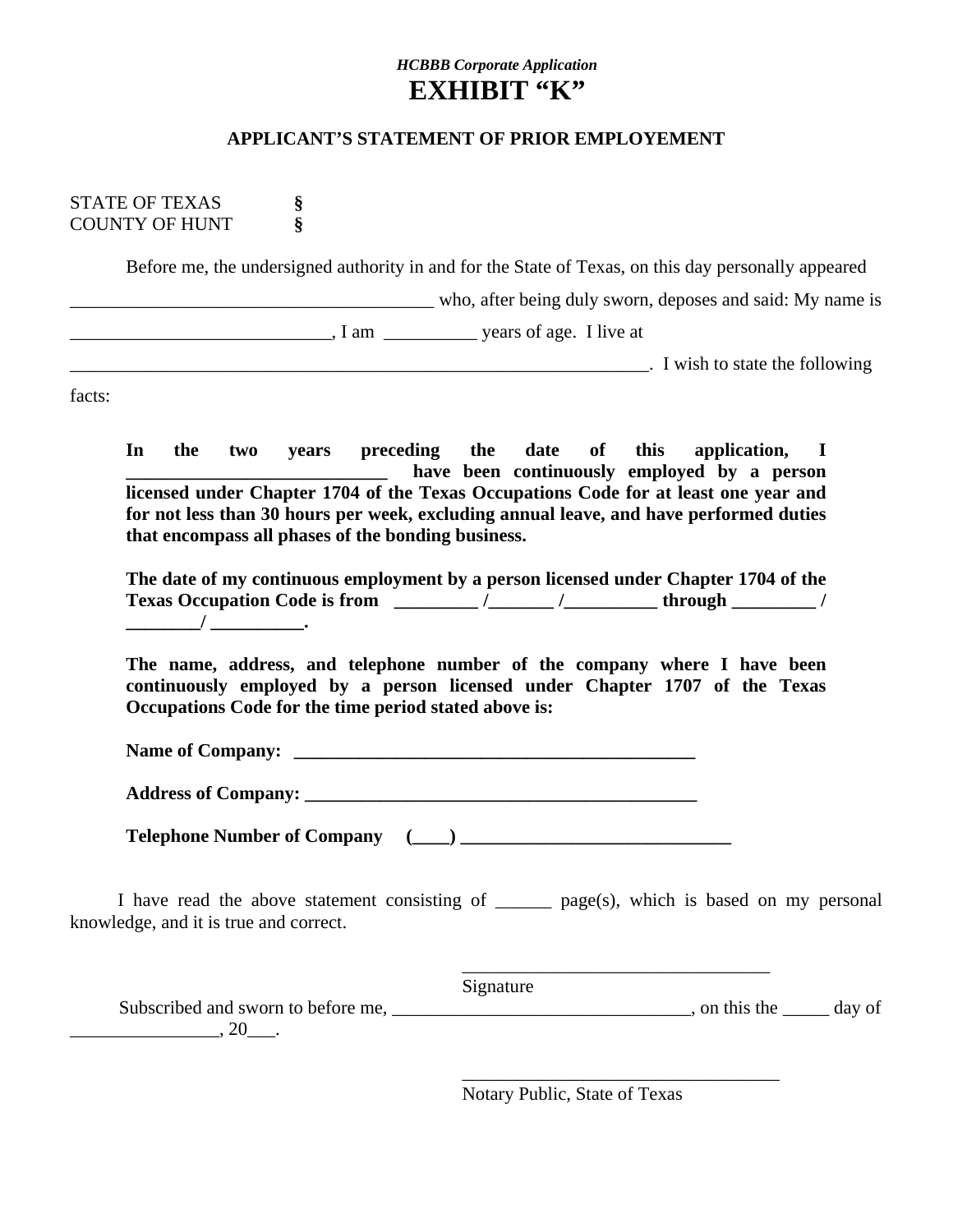*HCBBB Corporate Application*

# EXHIBIT "K"

### APPLICANT'S STATEMENT OF PRIOR EMPLOYEMENT

STATE OF TEXAS §
COUNTY OF HUNT §

Before me, the undersigned authority in and for the State of Texas, on this day personally appeared ________________________________________ who, after being duly sworn, deposes and said: My name is ____________________________, I am __________ years of age. I live at _______________________________________________________________. I wish to state the following facts:

**In the two years preceding the date of this application, I ____________________________ have been continuously employed by a person licensed under Chapter 1704 of the Texas Occupations Code for at least one year and for not less than 30 hours per week, excluding annual leave, and have performed duties that encompass all phases of the bonding business.**

**The date of my continuous employment by a person licensed under Chapter 1704 of the Texas Occupation Code is from _________ /_______ /__________ through _________ / ________/ __________.**

**The name, address, and telephone number of the company where I have been continuously employed by a person licensed under Chapter 1707 of the Texas Occupations Code for the time period stated above is:**

**Name of Company: _____________________________________________**

**Address of Company: ____________________________________________**

**Telephone Number of Company (____) ______________________________**

I have read the above statement consisting of ______ page(s), which is based on my personal knowledge, and it is true and correct.

__________________________________
Signature

Subscribed and sworn to before me, _________________________________, on this the _____ day of ________________, 20___.

___________________________________
Notary Public, State of Texas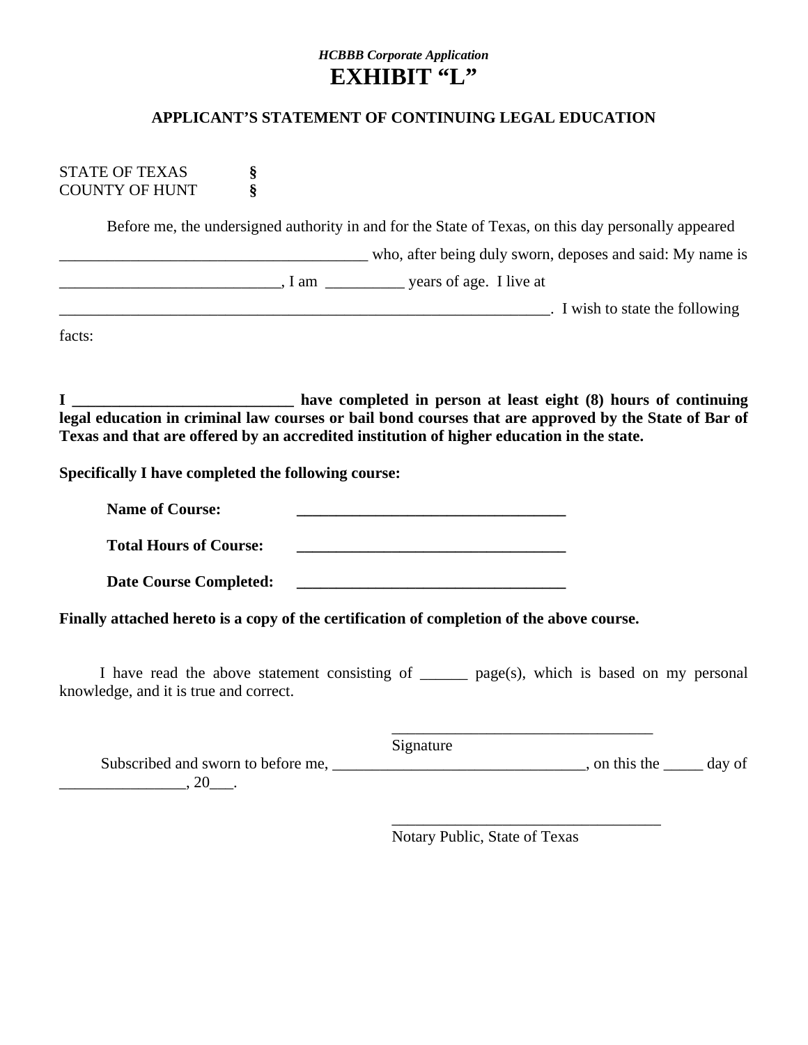*HCBBB Corporate Application*

# EXHIBIT "L"

## APPLICANT'S STATEMENT OF CONTINUING LEGAL EDUCATION

STATE OF TEXAS §
COUNTY OF HUNT §

Before me, the undersigned authority in and for the State of Texas, on this day personally appeared ________________________________________ who, after being duly sworn, deposes and said: My name is ____________________________, I am __________ years of age. I live at ________________________________________________________________. I wish to state the following facts:

**I ____________________________ have completed in person at least eight (8) hours of continuing legal education in criminal law courses or bail bond courses that are approved by the State of Bar of Texas and that are offered by an accredited institution of higher education in the state.**

**Specifically I have completed the following course:**

**Name of Course:** ___________________________________

**Total Hours of Course:** ___________________________________

**Date Course Completed:** ___________________________________

**Finally attached hereto is a copy of the certification of completion of the above course.**

I have read the above statement consisting of ______ page(s), which is based on my personal knowledge, and it is true and correct.

__________________________________
Signature

Subscribed and sworn to before me, ________________________________, on this the _____ day of ________________, 20___.

___________________________________
Notary Public, State of Texas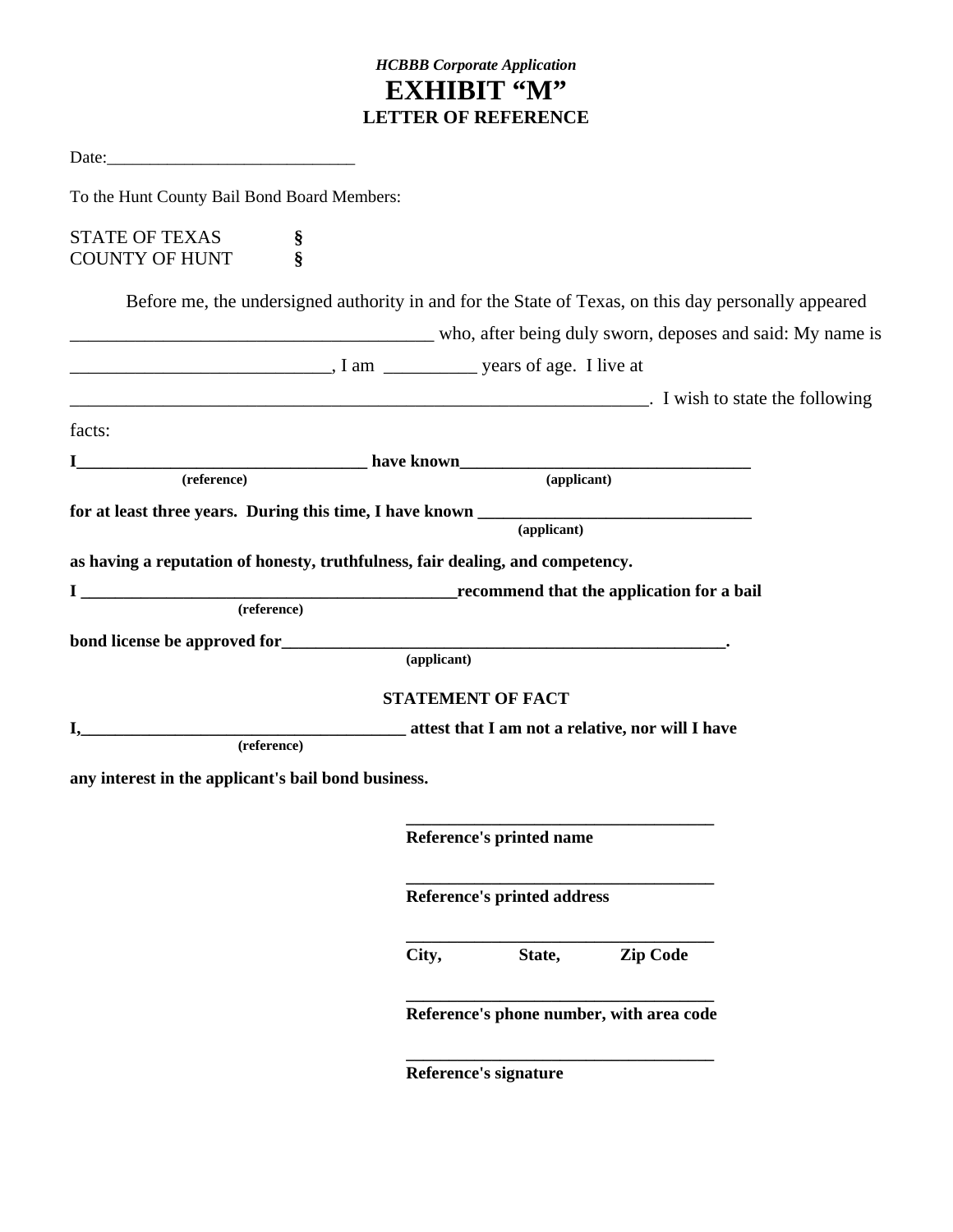*HCBBB Corporate Application*

# EXHIBIT "M"

## LETTER OF REFERENCE

Date:_____________________________

To the Hunt County Bail Bond Board Members:

STATE OF TEXAS §
COUNTY OF HUNT §

Before me, the undersigned authority in and for the State of Texas, on this day personally appeared ________________________________________ who, after being duly sworn, deposes and said: My name is ____________________________, I am __________ years of age. I live at ________________________________________________________________. I wish to state the following facts:

**I_________________________________ have known_________________________________**
**(reference) (applicant)**

**for at least three years. During this time, I have known _______________________________**
**(applicant)**

**as having a reputation of honesty, truthfulness, fair dealing, and competency.**

**I ____________________________________________recommend that the application for a bail**
**(reference)**

**bond license be approved for_____________________________________________________.**
**(applicant)**

**STATEMENT OF FACT**

**I,_____________________________________ attest that I am not a relative, nor will I have**
**(reference)**

**any interest in the applicant's bail bond business.**

____________________________________
**Reference's printed name**

____________________________________
**Reference's printed address**

____________________________________
**City, State, Zip Code**

____________________________________
**Reference's phone number, with area code**

____________________________________
**Reference's signature**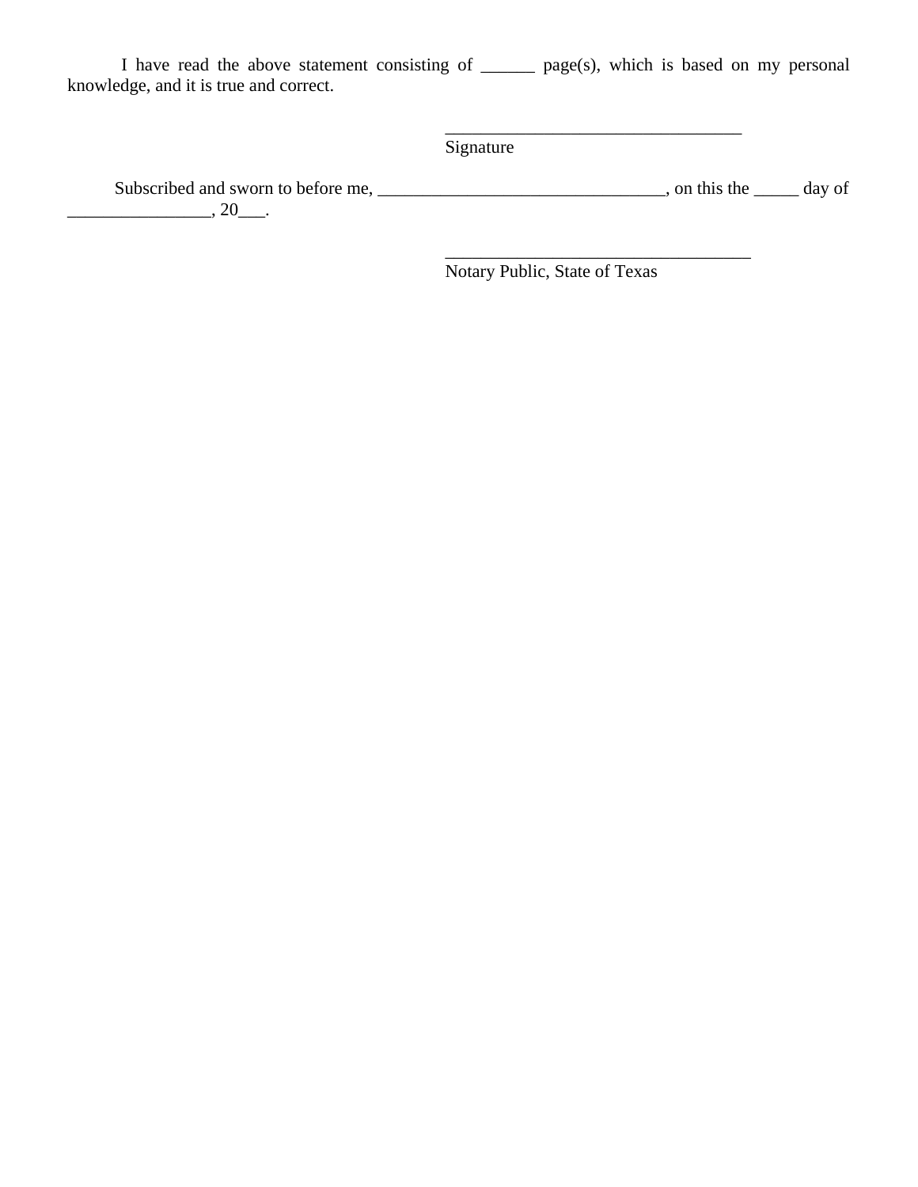I have read the above statement consisting of ______ page(s), which is based on my personal knowledge, and it is true and correct.

__________________________________
Signature

Subscribed and sworn to before me, ________________________________, on this the _____ day of ________________, 20___.

___________________________________
Notary Public, State of Texas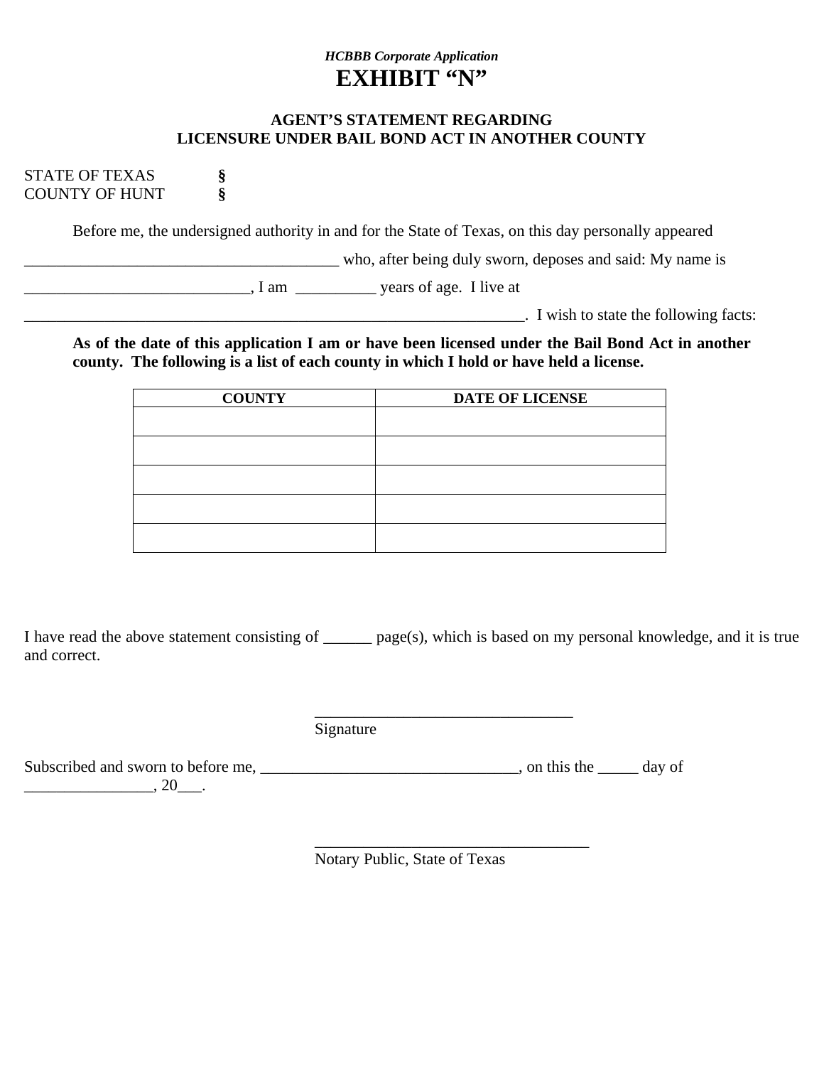*HCBBB Corporate Application*

# EXHIBIT "N"

## AGENT'S STATEMENT REGARDING LICENSURE UNDER BAIL BOND ACT IN ANOTHER COUNTY

STATE OF TEXAS §
COUNTY OF HUNT §

Before me, the undersigned authority in and for the State of Texas, on this day personally appeared _______________________________________ who, after being duly sworn, deposes and said: My name is ___________________________, I am __________ years of age. I live at _______________________________________________________________. I wish to state the following facts:

**As of the date of this application I am or have been licensed under the Bail Bond Act in another county. The following is a list of each county in which I hold or have held a license.**

| COUNTY | DATE OF LICENSE |
|---|---|
| | |
| | |
| | |
| | |
| | |

I have read the above statement consisting of ______ page(s), which is based on my personal knowledge, and it is true and correct.

________________________________
Signature

Subscribed and sworn to before me, ________________________________, on this the _____ day of ________________, 20___.

__________________________________
Notary Public, State of Texas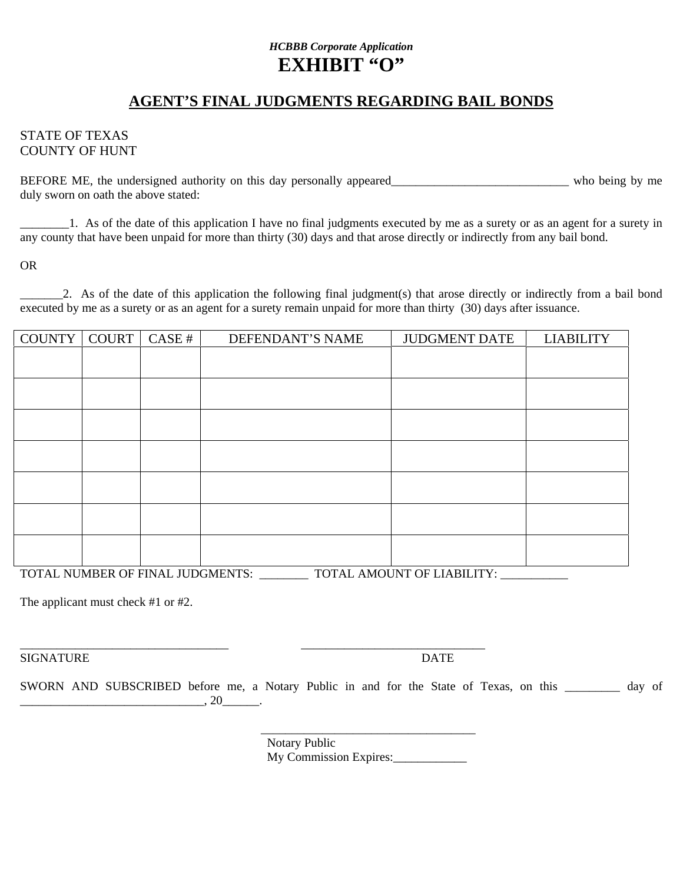*HCBBB Corporate Application*

# EXHIBIT "O"

## AGENT'S FINAL JUDGMENTS REGARDING BAIL BONDS

STATE OF TEXAS
COUNTY OF HUNT

BEFORE ME, the undersigned authority on this day personally appeared_____________________________ who being by me duly sworn on oath the above stated:

________1. As of the date of this application I have no final judgments executed by me as a surety or as an agent for a surety in any county that have been unpaid for more than thirty (30) days and that arose directly or indirectly from any bail bond.

OR

_______2. As of the date of this application the following final judgment(s) that arose directly or indirectly from a bail bond executed by me as a surety or as an agent for a surety remain unpaid for more than thirty (30) days after issuance.

| COUNTY | COURT | CASE # | DEFENDANT'S NAME | JUDGMENT DATE | LIABILITY |
|---|---|---|---|---|---|
| | | | | | |
| | | | | | |
| | | | | | |
| | | | | | |
| | | | | | |
| | | | | | |
| | | | | | |

TOTAL NUMBER OF FINAL JUDGMENTS: ________ TOTAL AMOUNT OF LIABILITY: ___________

The applicant must check #1 or #2.

___________________________________ ______________________________
SIGNATURE DATE

SWORN AND SUBSCRIBED before me, a Notary Public in and for the State of Texas, on this _________ day of _______________________________, 20______.

___________________________________
Notary Public
My Commission Expires:____________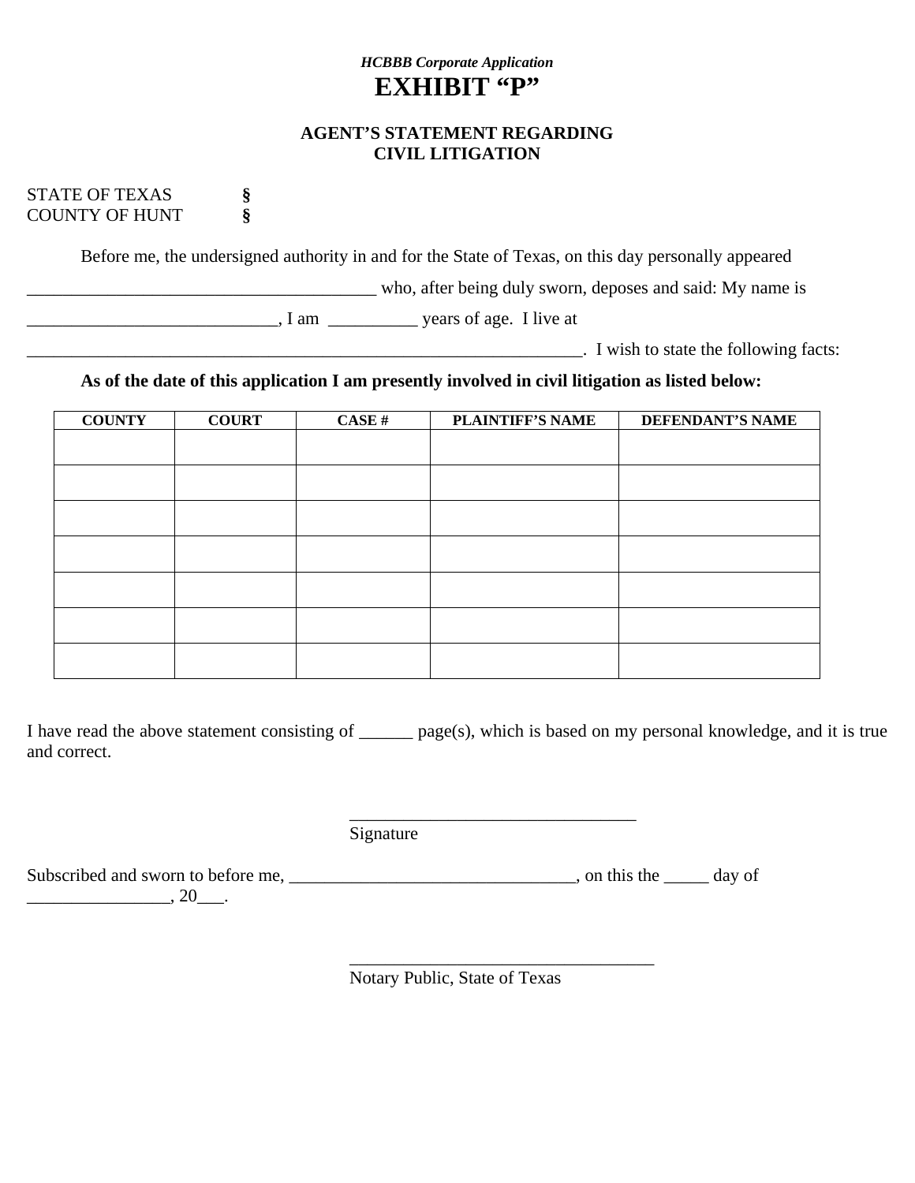*HCBBB Corporate Application*

# EXHIBIT “P”

### AGENT’S STATEMENT REGARDING CIVIL LITIGATION

STATE OF TEXAS §
COUNTY OF HUNT §

Before me, the undersigned authority in and for the State of Texas, on this day personally appeared _______________________________________ who, after being duly sworn, deposes and said: My name is ____________________________, I am __________ years of age. I live at _______________________________________________________________. I wish to state the following facts:

**As of the date of this application I am presently involved in civil litigation as listed below:**

| COUNTY | COURT | CASE # | PLAINTIFF’S NAME | DEFENDANT’S NAME |
|---|---|---|---|---|
| | | | | |
| | | | | |
| | | | | |
| | | | | |
| | | | | |
| | | | | |
| | | | | |

I have read the above statement consisting of ______ page(s), which is based on my personal knowledge, and it is true and correct.

________________________________
Signature

Subscribed and sworn to before me, ________________________________, on this the _____ day of ________________, 20___.

___________________________________
Notary Public, State of Texas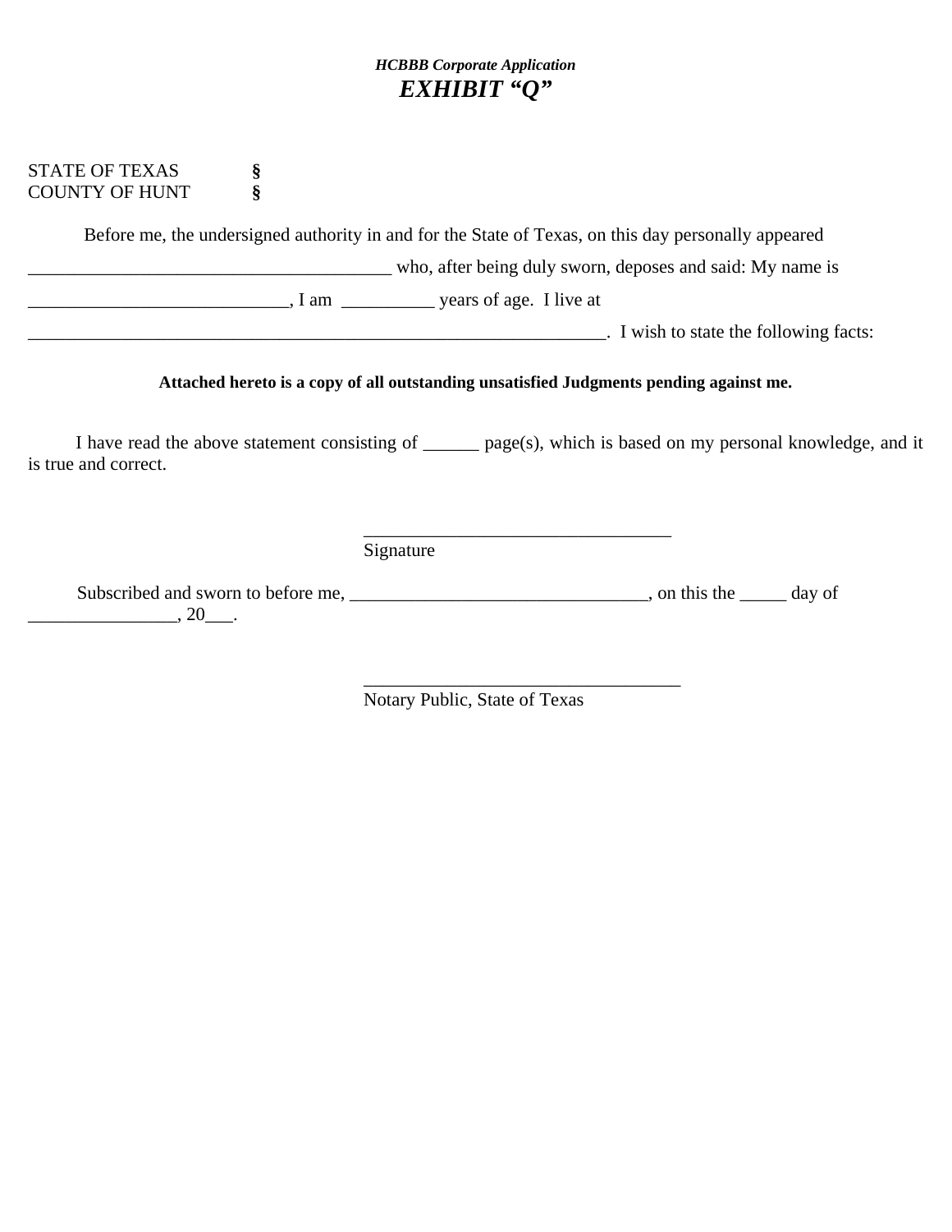*HCBBB Corporate Application*

## *EXHIBIT "Q"*

STATE OF TEXAS §
COUNTY OF HUNT §

Before me, the undersigned authority in and for the State of Texas, on this day personally appeared ________________________________________ who, after being duly sworn, deposes and said: My name is ____________________________, I am __________ years of age. I live at ________________________________________________________________. I wish to state the following facts:

**Attached hereto is a copy of all outstanding unsatisfied Judgments pending against me.**

I have read the above statement consisting of ______ page(s), which is based on my personal knowledge, and it is true and correct.

_________________________________
Signature

Subscribed and sworn to before me, ________________________________, on this the _____ day of ________________, 20___.

__________________________________
Notary Public, State of Texas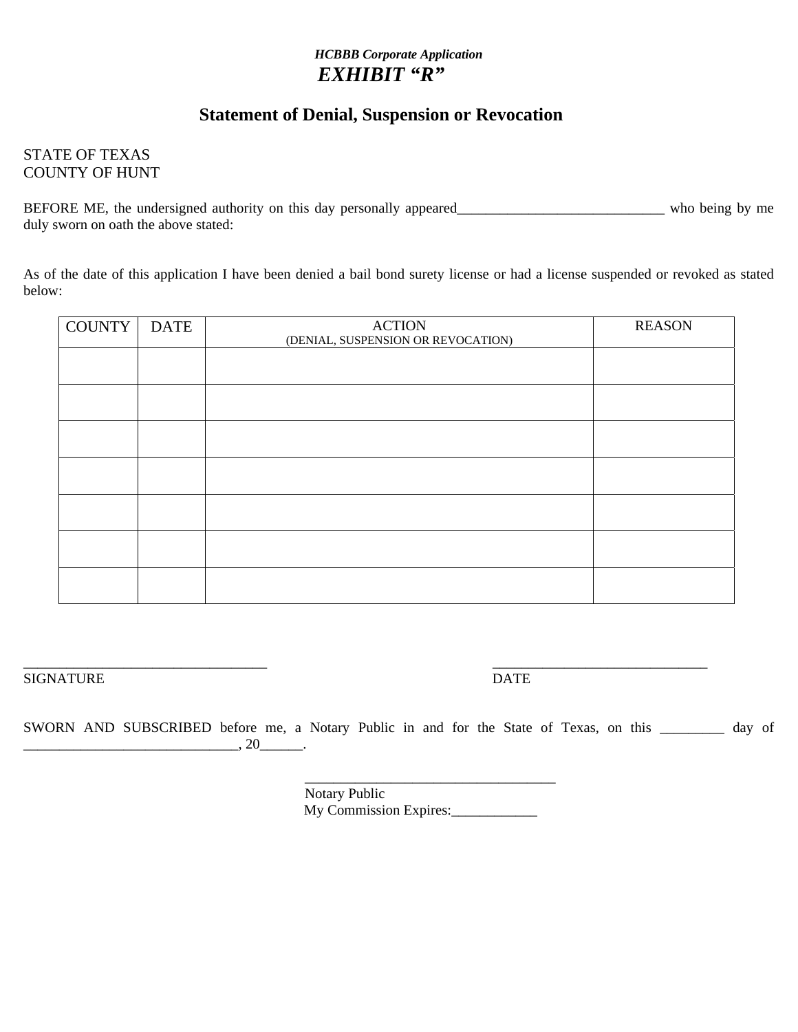*HCBBB Corporate Application*

***EXHIBIT "R"***

## Statement of Denial, Suspension or Revocation

STATE OF TEXAS
COUNTY OF HUNT

BEFORE ME, the undersigned authority on this day personally appeared______________________________ who being by me duly sworn on oath the above stated:

As of the date of this application I have been denied a bail bond surety license or had a license suspended or revoked as stated below:

| COUNTY | DATE | ACTION (DENIAL, SUSPENSION OR REVOCATION) | REASON |
|---|---|---|---|
| | | | |
| | | | |
| | | | |
| | | | |
| | | | |
| | | | |
| | | | |

___________________________________ SIGNATURE

_______________________________ DATE

SWORN AND SUBSCRIBED before me, a Notary Public in and for the State of Texas, on this _________ day of _______________________________, 20______.

____________________________________
Notary Public
My Commission Expires:____________